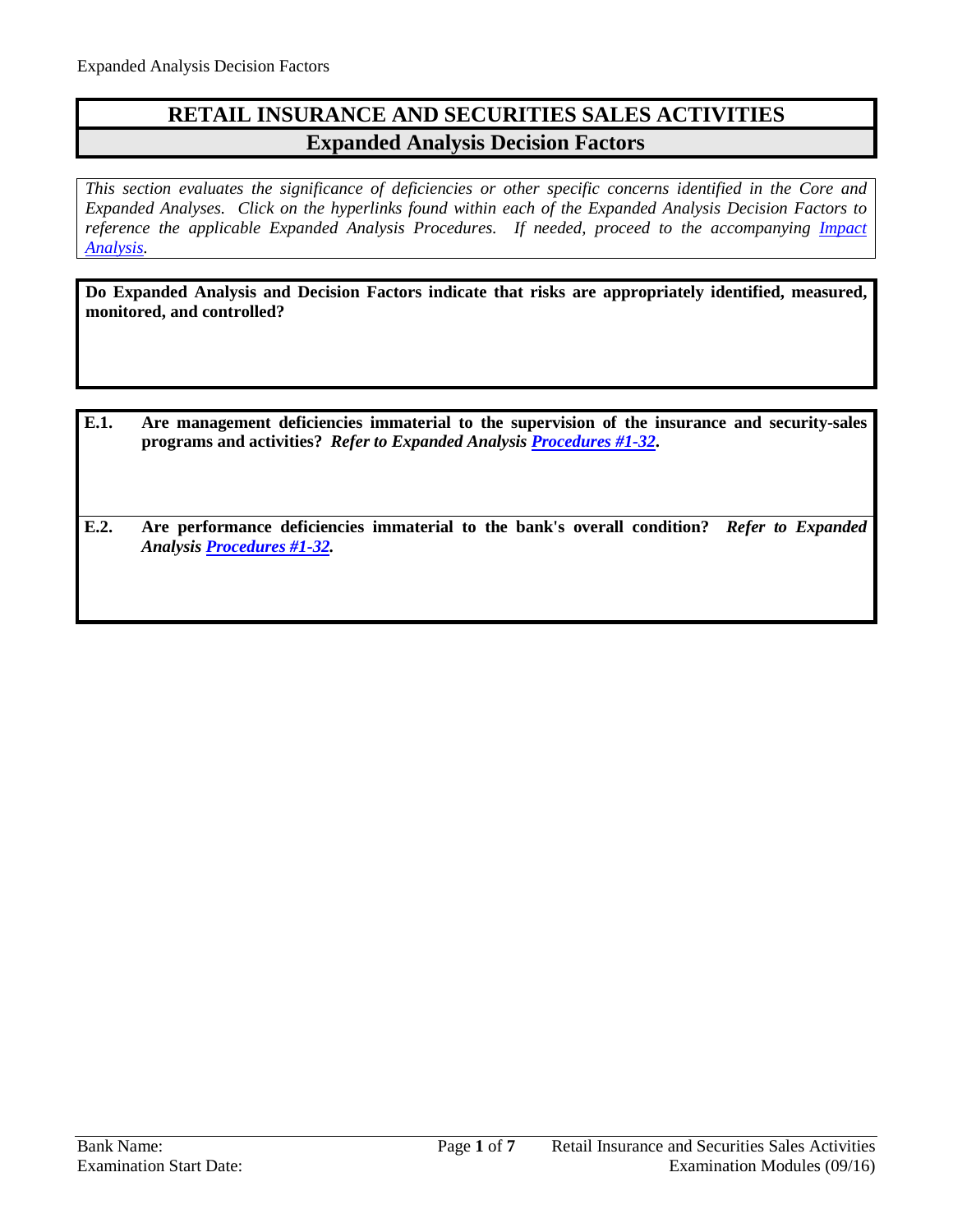# RETAIL INSURANCE AND SECURITIES SALES ACTIVITIES

## Expanded Analysis Decision Factors

*This section evaluates the significance of deficiencies or other specific concerns identified in the Core and Expanded Analyses. Click on the hyperlinks found within each of the Expanded Analysis Decision Factors to reference the applicable Expanded Analysis Procedures. If needed, proceed to the accompanying Impact Analysis.*

**Do Expanded Analysis and Decision Factors indicate that risks are appropriately identified, measured, monitored, and controlled?**

**E.1. Are management deficiencies immaterial to the supervision of the insurance and security-sales programs and activities?** ***Refer to Expanded Analysis Procedures #1-32*****.**

**E.2. Are performance deficiencies immaterial to the bank's overall condition?** ***Refer to Expanded Analysis Procedures #1-32.***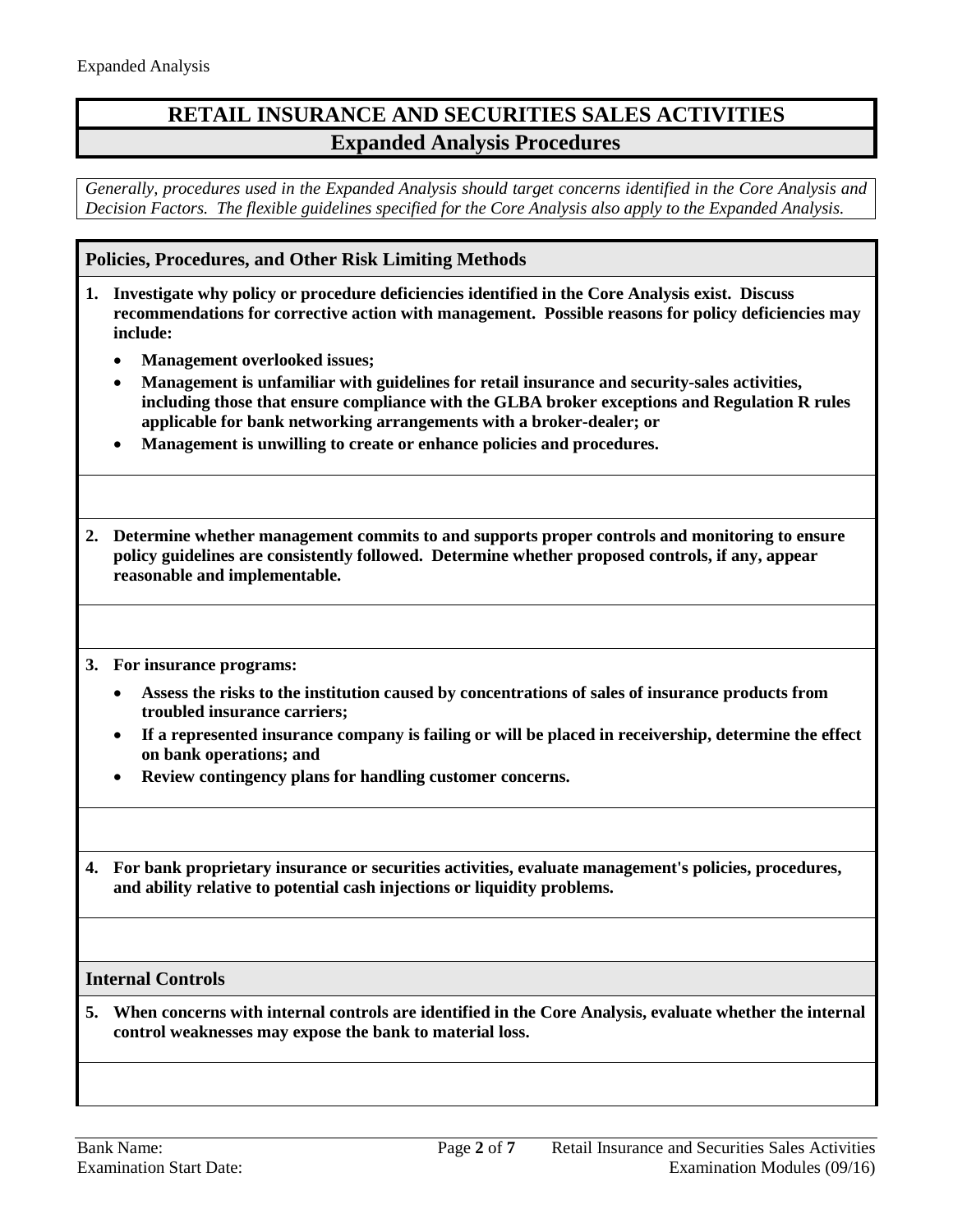# RETAIL INSURANCE AND SECURITIES SALES ACTIVITIES

## Expanded Analysis Procedures

*Generally, procedures used in the Expanded Analysis should target concerns identified in the Core Analysis and Decision Factors. The flexible guidelines specified for the Core Analysis also apply to the Expanded Analysis.*

### Policies, Procedures, and Other Risk Limiting Methods

**1. Investigate why policy or procedure deficiencies identified in the Core Analysis exist. Discuss recommendations for corrective action with management. Possible reasons for policy deficiencies may include:**

- **Management overlooked issues;**
- **Management is unfamiliar with guidelines for retail insurance and security-sales activities, including those that ensure compliance with the GLBA broker exceptions and Regulation R rules applicable for bank networking arrangements with a broker-dealer; or**
- **Management is unwilling to create or enhance policies and procedures.**

**2. Determine whether management commits to and supports proper controls and monitoring to ensure policy guidelines are consistently followed. Determine whether proposed controls, if any, appear reasonable and implementable.**

**3. For insurance programs:**

- **Assess the risks to the institution caused by concentrations of sales of insurance products from troubled insurance carriers;**
- **If a represented insurance company is failing or will be placed in receivership, determine the effect on bank operations; and**
- **Review contingency plans for handling customer concerns.**

**4. For bank proprietary insurance or securities activities, evaluate management's policies, procedures, and ability relative to potential cash injections or liquidity problems.**

### Internal Controls

**5. When concerns with internal controls are identified in the Core Analysis, evaluate whether the internal control weaknesses may expose the bank to material loss.**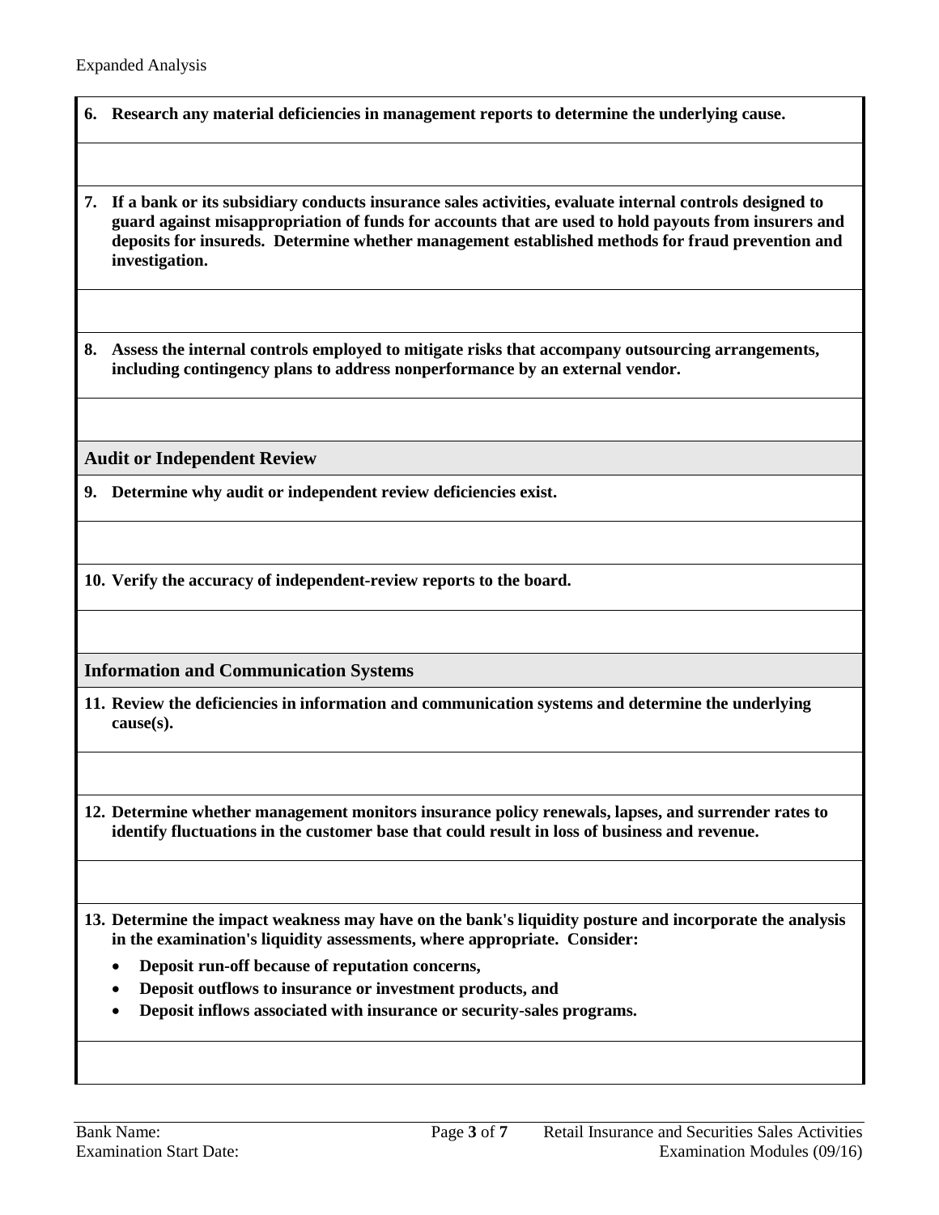Expanded Analysis

**6. Research any material deficiencies in management reports to determine the underlying cause.**

**7. If a bank or its subsidiary conducts insurance sales activities, evaluate internal controls designed to guard against misappropriation of funds for accounts that are used to hold payouts from insurers and deposits for insureds. Determine whether management established methods for fraud prevention and investigation.**

**8. Assess the internal controls employed to mitigate risks that accompany outsourcing arrangements, including contingency plans to address nonperformance by an external vendor.**

## Audit or Independent Review

**9. Determine why audit or independent review deficiencies exist.**

**10. Verify the accuracy of independent-review reports to the board.**

## Information and Communication Systems

**11. Review the deficiencies in information and communication systems and determine the underlying cause(s).**

**12. Determine whether management monitors insurance policy renewals, lapses, and surrender rates to identify fluctuations in the customer base that could result in loss of business and revenue.**

**13. Determine the impact weakness may have on the bank's liquidity posture and incorporate the analysis in the examination's liquidity assessments, where appropriate. Consider:**

- **Deposit run-off because of reputation concerns,**
- **Deposit outflows to insurance or investment products, and**
- **Deposit inflows associated with insurance or security-sales programs.**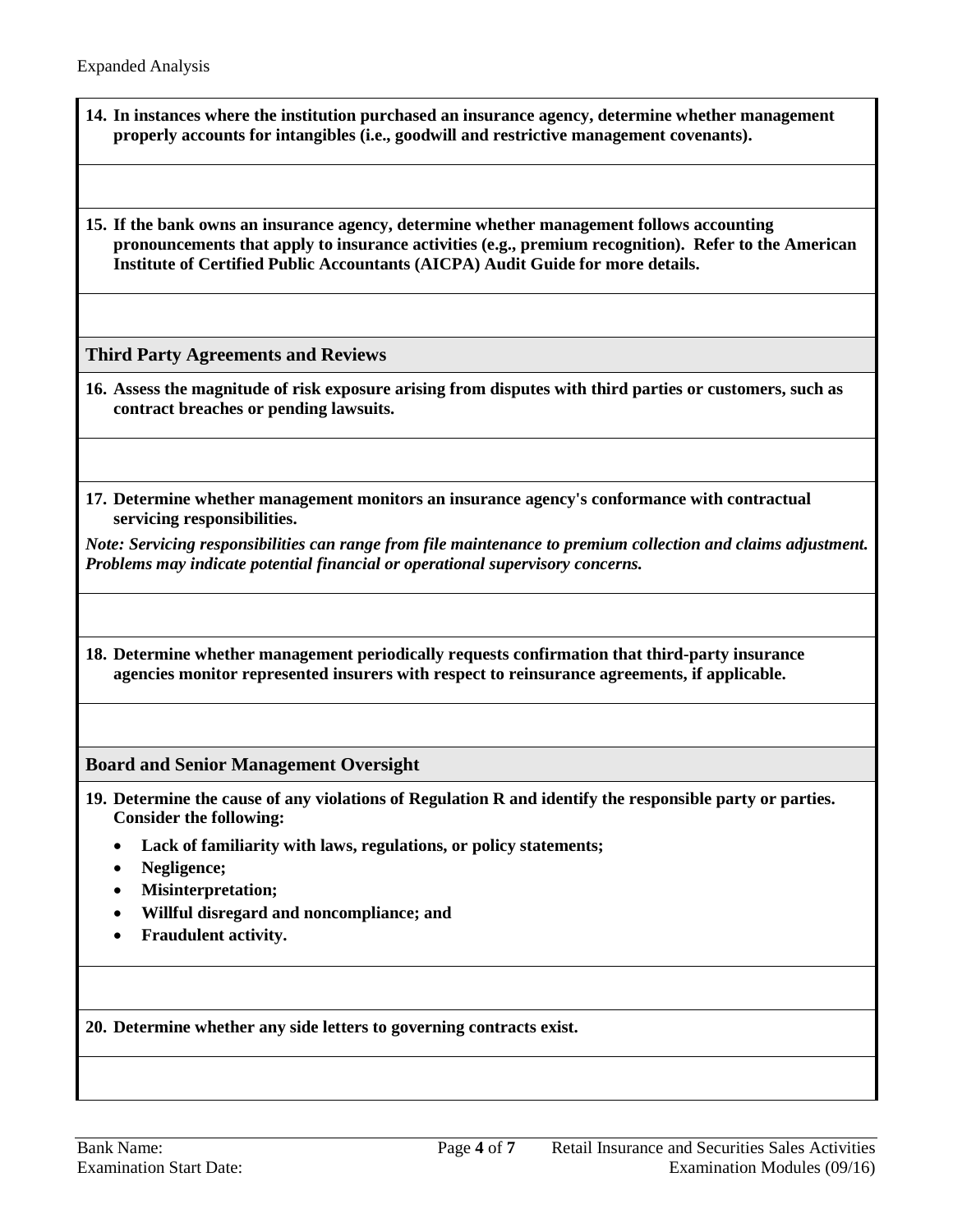Expanded Analysis

**14. In instances where the institution purchased an insurance agency, determine whether management properly accounts for intangibles (i.e., goodwill and restrictive management covenants).**

**15. If the bank owns an insurance agency, determine whether management follows accounting pronouncements that apply to insurance activities (e.g., premium recognition). Refer to the American Institute of Certified Public Accountants (AICPA) Audit Guide for more details.**

## Third Party Agreements and Reviews

**16. Assess the magnitude of risk exposure arising from disputes with third parties or customers, such as contract breaches or pending lawsuits.**

**17. Determine whether management monitors an insurance agency's conformance with contractual servicing responsibilities.**

***Note: Servicing responsibilities can range from file maintenance to premium collection and claims adjustment. Problems may indicate potential financial or operational supervisory concerns.***

**18. Determine whether management periodically requests confirmation that third-party insurance agencies monitor represented insurers with respect to reinsurance agreements, if applicable.**

## Board and Senior Management Oversight

**19. Determine the cause of any violations of Regulation R and identify the responsible party or parties. Consider the following:**

- **Lack of familiarity with laws, regulations, or policy statements;**
- **Negligence;**
- **Misinterpretation;**
- **Willful disregard and noncompliance; and**
- **Fraudulent activity.**

**20. Determine whether any side letters to governing contracts exist.**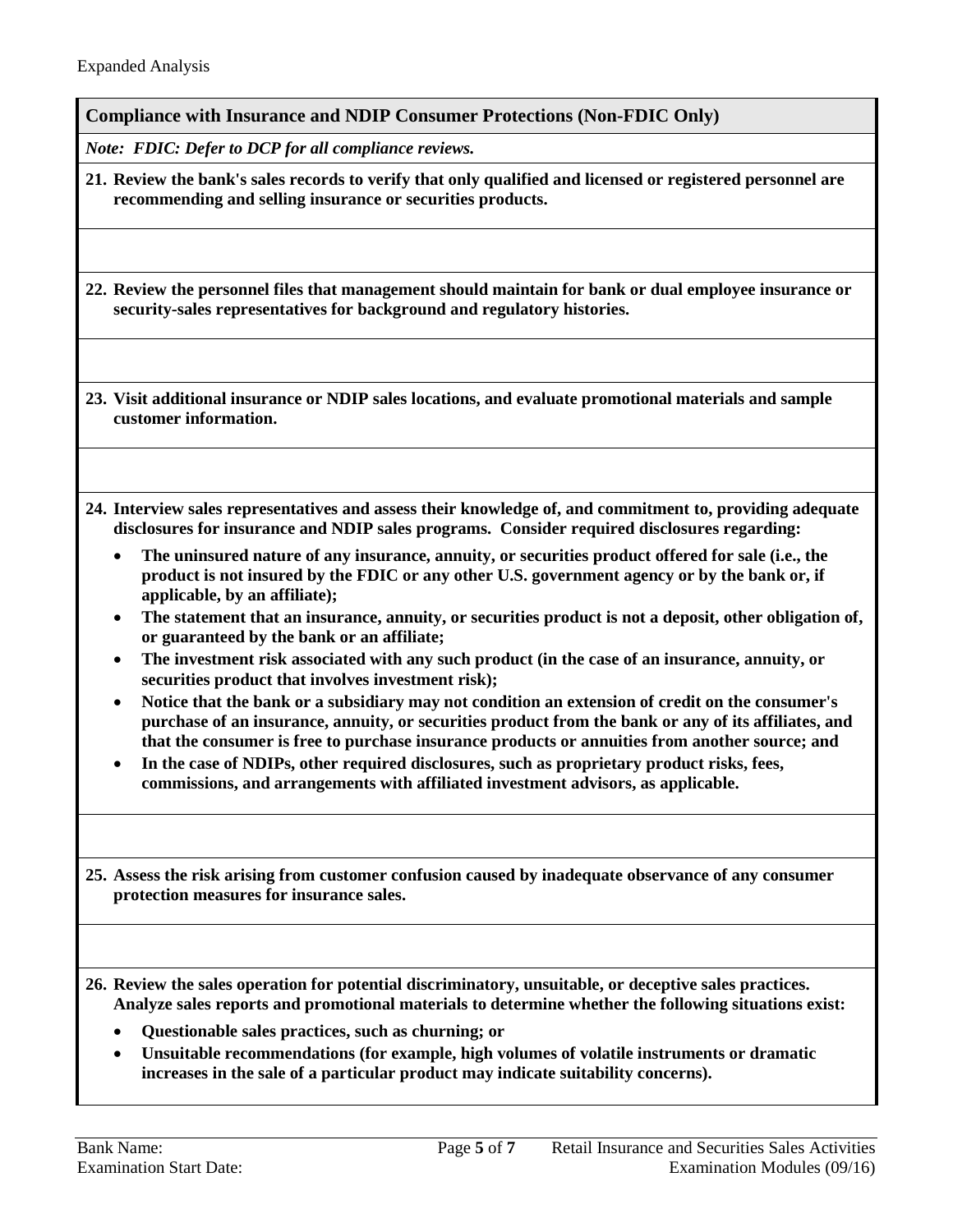Expanded Analysis

**Compliance with Insurance and NDIP Consumer Protections (Non-FDIC Only)**

***Note: FDIC: Defer to DCP for all compliance reviews.***

**21. Review the bank's sales records to verify that only qualified and licensed or registered personnel are recommending and selling insurance or securities products.**

**22. Review the personnel files that management should maintain for bank or dual employee insurance or security-sales representatives for background and regulatory histories.**

**23. Visit additional insurance or NDIP sales locations, and evaluate promotional materials and sample customer information.**

**24. Interview sales representatives and assess their knowledge of, and commitment to, providing adequate disclosures for insurance and NDIP sales programs. Consider required disclosures regarding:**

- **The uninsured nature of any insurance, annuity, or securities product offered for sale (i.e., the product is not insured by the FDIC or any other U.S. government agency or by the bank or, if applicable, by an affiliate);**
- **The statement that an insurance, annuity, or securities product is not a deposit, other obligation of, or guaranteed by the bank or an affiliate;**
- **The investment risk associated with any such product (in the case of an insurance, annuity, or securities product that involves investment risk);**
- **Notice that the bank or a subsidiary may not condition an extension of credit on the consumer's purchase of an insurance, annuity, or securities product from the bank or any of its affiliates, and that the consumer is free to purchase insurance products or annuities from another source; and**
- **In the case of NDIPs, other required disclosures, such as proprietary product risks, fees, commissions, and arrangements with affiliated investment advisors, as applicable.**

**25. Assess the risk arising from customer confusion caused by inadequate observance of any consumer protection measures for insurance sales.**

**26. Review the sales operation for potential discriminatory, unsuitable, or deceptive sales practices. Analyze sales reports and promotional materials to determine whether the following situations exist:**

- **Questionable sales practices, such as churning; or**
- **Unsuitable recommendations (for example, high volumes of volatile instruments or dramatic increases in the sale of a particular product may indicate suitability concerns).**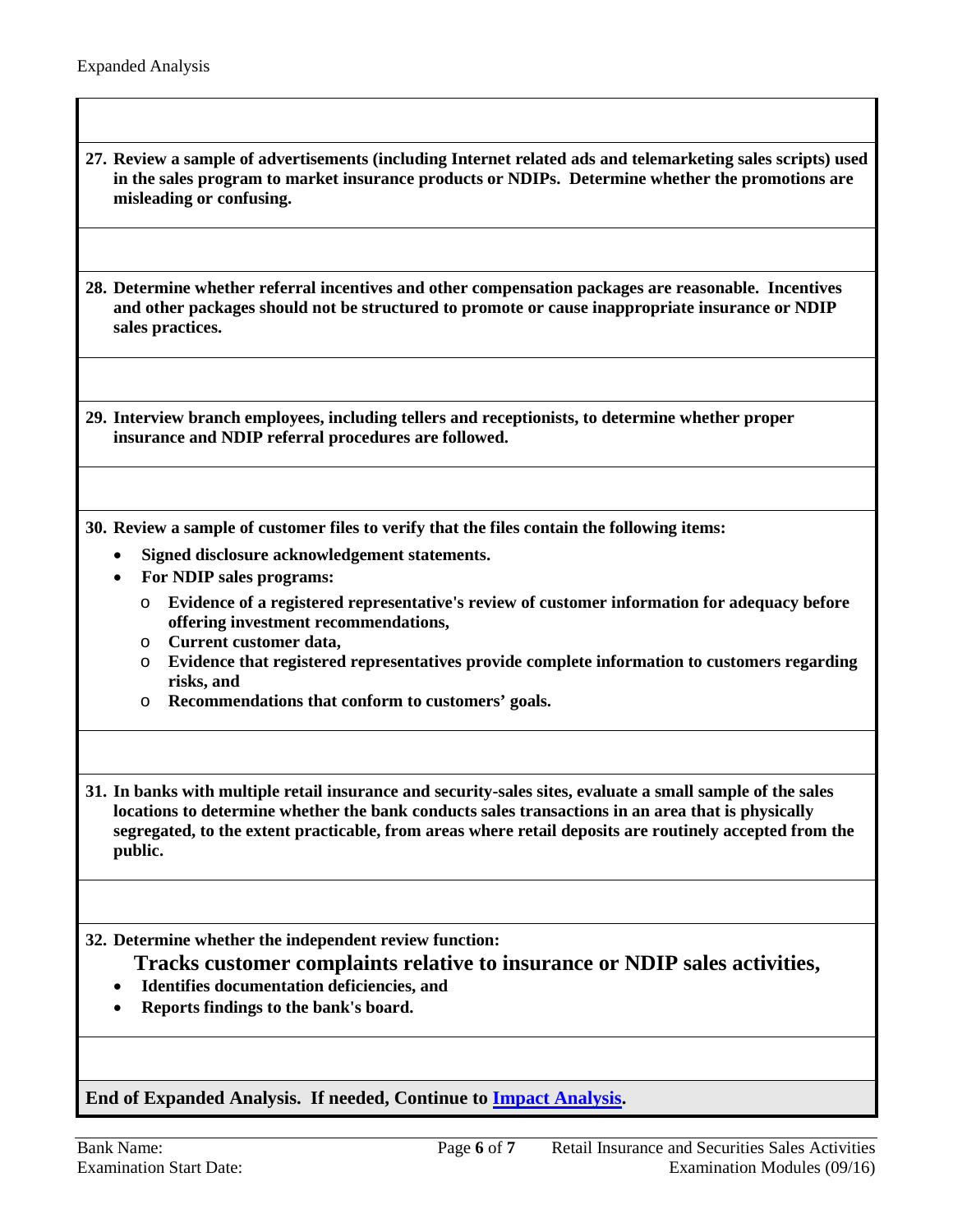Expanded Analysis

**27. Review a sample of advertisements (including Internet related ads and telemarketing sales scripts) used in the sales program to market insurance products or NDIPs. Determine whether the promotions are misleading or confusing.**

**28. Determine whether referral incentives and other compensation packages are reasonable. Incentives and other packages should not be structured to promote or cause inappropriate insurance or NDIP sales practices.**

**29. Interview branch employees, including tellers and receptionists, to determine whether proper insurance and NDIP referral procedures are followed.**

**30. Review a sample of customer files to verify that the files contain the following items:**

- **Signed disclosure acknowledgement statements.**
- **For NDIP sales programs:**
  - **Evidence of a registered representative's review of customer information for adequacy before offering investment recommendations,**
  - **Current customer data,**
  - **Evidence that registered representatives provide complete information to customers regarding risks, and**
  - **Recommendations that conform to customers' goals.**

**31. In banks with multiple retail insurance and security-sales sites, evaluate a small sample of the sales locations to determine whether the bank conducts sales transactions in an area that is physically segregated, to the extent practicable, from areas where retail deposits are routinely accepted from the public.**

**32. Determine whether the independent review function:**

- **Tracks customer complaints relative to insurance or NDIP sales activities,**
- **Identifies documentation deficiencies, and**
- **Reports findings to the bank's board.**

**End of Expanded Analysis. If needed, Continue to [Impact Analysis](#).**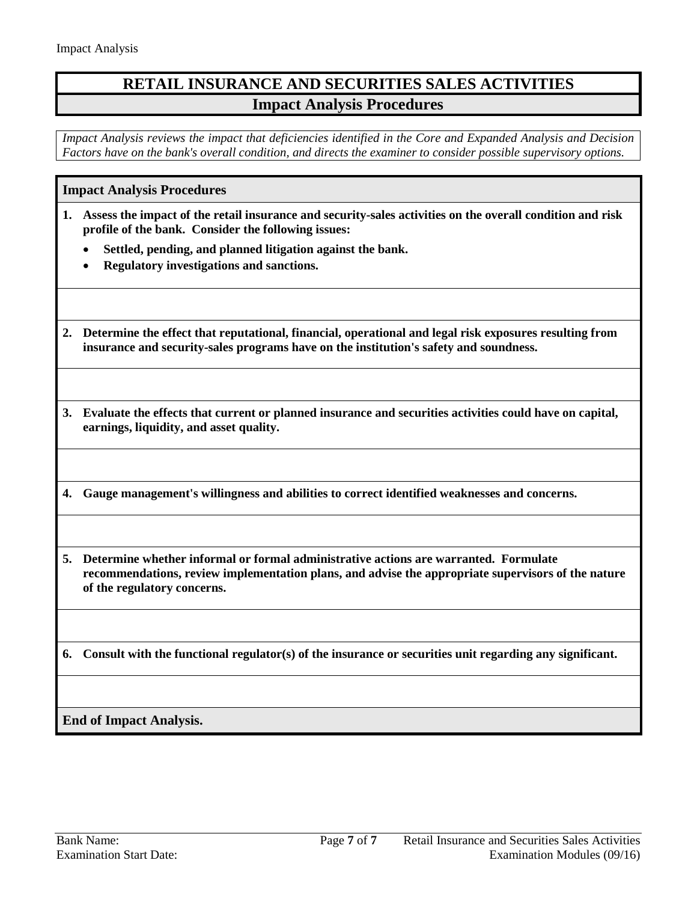# RETAIL INSURANCE AND SECURITIES SALES ACTIVITIES

## Impact Analysis Procedures

*Impact Analysis reviews the impact that deficiencies identified in the Core and Expanded Analysis and Decision Factors have on the bank's overall condition, and directs the examiner to consider possible supervisory options.*

| **Impact Analysis Procedures** |
| --- |
| **1. Assess the impact of the retail insurance and security-sales activities on the overall condition and risk profile of the bank. Consider the following issues:**<br>• **Settled, pending, and planned litigation against the bank.**<br>• **Regulatory investigations and sanctions.** |
| |
| **2. Determine the effect that reputational, financial, operational and legal risk exposures resulting from insurance and security-sales programs have on the institution's safety and soundness.** |
| |
| **3. Evaluate the effects that current or planned insurance and securities activities could have on capital, earnings, liquidity, and asset quality.** |
| |
| **4. Gauge management's willingness and abilities to correct identified weaknesses and concerns.** |
| |
| **5. Determine whether informal or formal administrative actions are warranted. Formulate recommendations, review implementation plans, and advise the appropriate supervisors of the nature of the regulatory concerns.** |
| |
| **6. Consult with the functional regulator(s) of the insurance or securities unit regarding any significant.** |
| |
| **End of Impact Analysis.** |

Bank Name:

Examination Start Date: